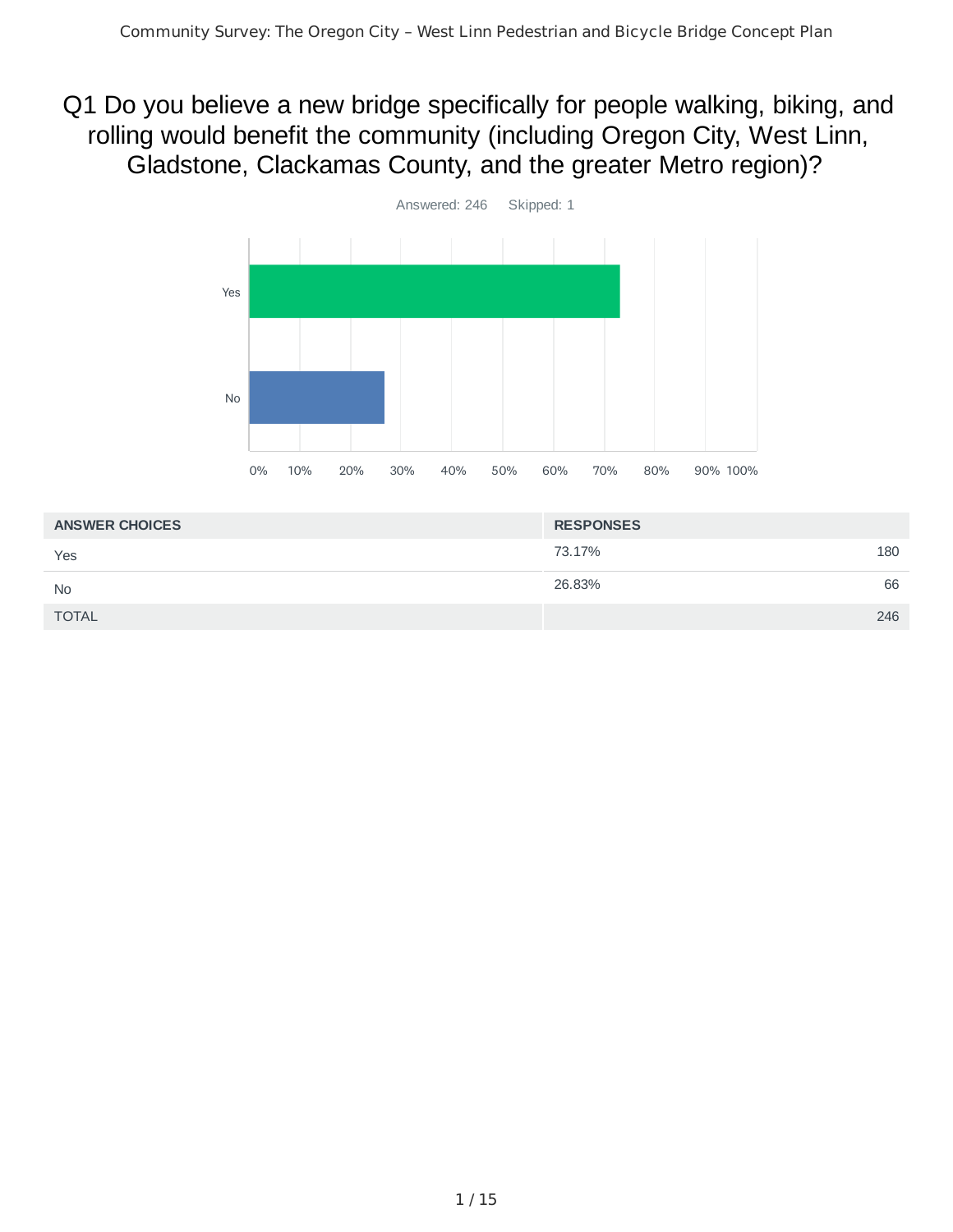# Q1 Do you believe a new bridge specifically for people walking, biking, and rolling would benefit the community (including Oregon City, West Linn, Gladstone, Clackamas County, and the greater Metro region)?

Answered: 246 Skipped: 1

| ANSWER CHOICES | RESPONSES | |
|---|---|---|
| Yes | 73.17% | 180 |
| No | 26.83% | 66 |
| TOTAL | | 246 |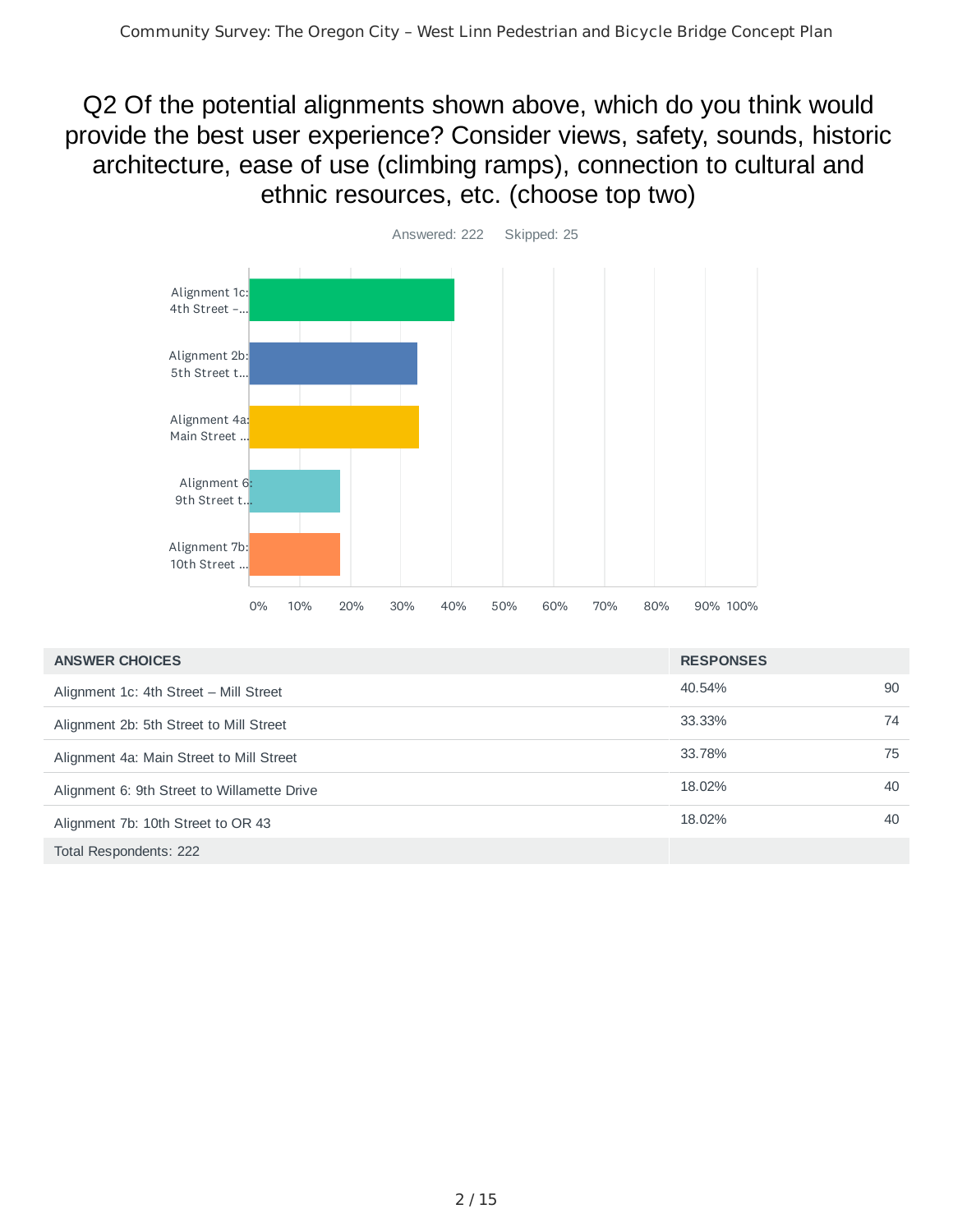## Q2 Of the potential alignments shown above, which do you think would provide the best user experience? Consider views, safety, sounds, historic architecture, ease of use (climbing ramps), connection to cultural and ethnic resources, etc. (choose top two)

Answered: 222 Skipped: 25

| ANSWER CHOICES | RESPONSES | |
|---|---|---|
| Alignment 1c: 4th Street – Mill Street | 40.54% | 90 |
| Alignment 2b: 5th Street to Mill Street | 33.33% | 74 |
| Alignment 4a: Main Street to Mill Street | 33.78% | 75 |
| Alignment 6: 9th Street to Willamette Drive | 18.02% | 40 |
| Alignment 7b: 10th Street to OR 43 | 18.02% | 40 |
| Total Respondents: 222 | | |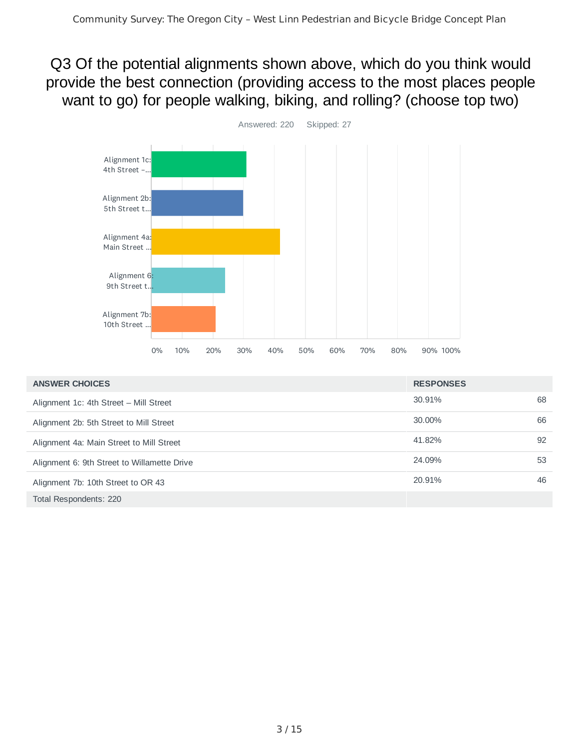## Q3 Of the potential alignments shown above, which do you think would provide the best connection (providing access to the most places people want to go) for people walking, biking, and rolling? (choose top two)

Answered: 220 Skipped: 27

| ANSWER CHOICES | RESPONSES | |
|---|---|---|
| Alignment 1c: 4th Street – Mill Street | 30.91% | 68 |
| Alignment 2b: 5th Street to Mill Street | 30.00% | 66 |
| Alignment 4a: Main Street to Mill Street | 41.82% | 92 |
| Alignment 6: 9th Street to Willamette Drive | 24.09% | 53 |
| Alignment 7b: 10th Street to OR 43 | 20.91% | 46 |
| Total Respondents: 220 | | |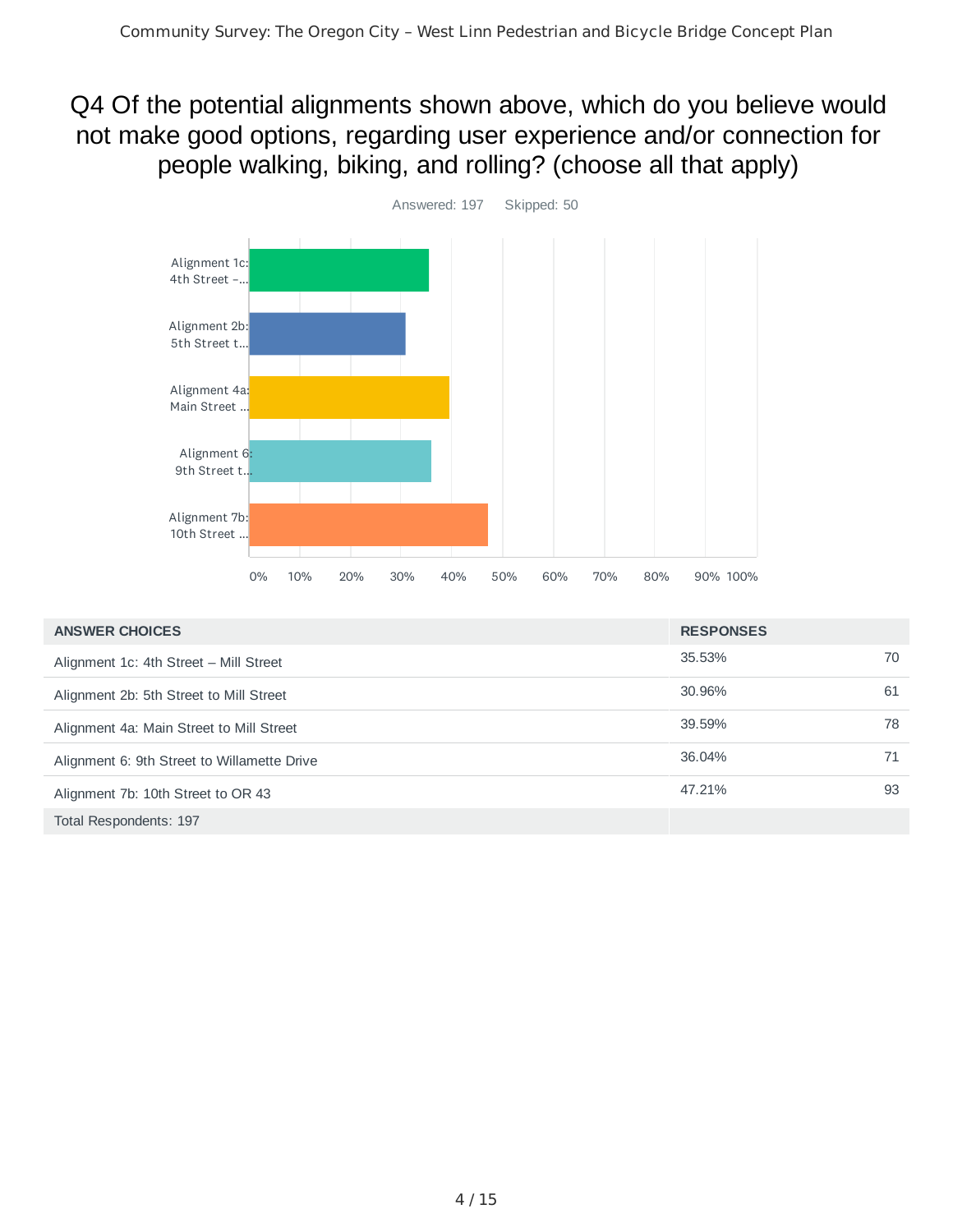# Q4 Of the potential alignments shown above, which do you believe would not make good options, regarding user experience and/or connection for people walking, biking, and rolling? (choose all that apply)

Answered: 197 Skipped: 50

| ANSWER CHOICES | RESPONSES | |
|---|---|---|
| Alignment 1c: 4th Street – Mill Street | 35.53% | 70 |
| Alignment 2b: 5th Street to Mill Street | 30.96% | 61 |
| Alignment 4a: Main Street to Mill Street | 39.59% | 78 |
| Alignment 6: 9th Street to Willamette Drive | 36.04% | 71 |
| Alignment 7b: 10th Street to OR 43 | 47.21% | 93 |
| Total Respondents: 197 | | |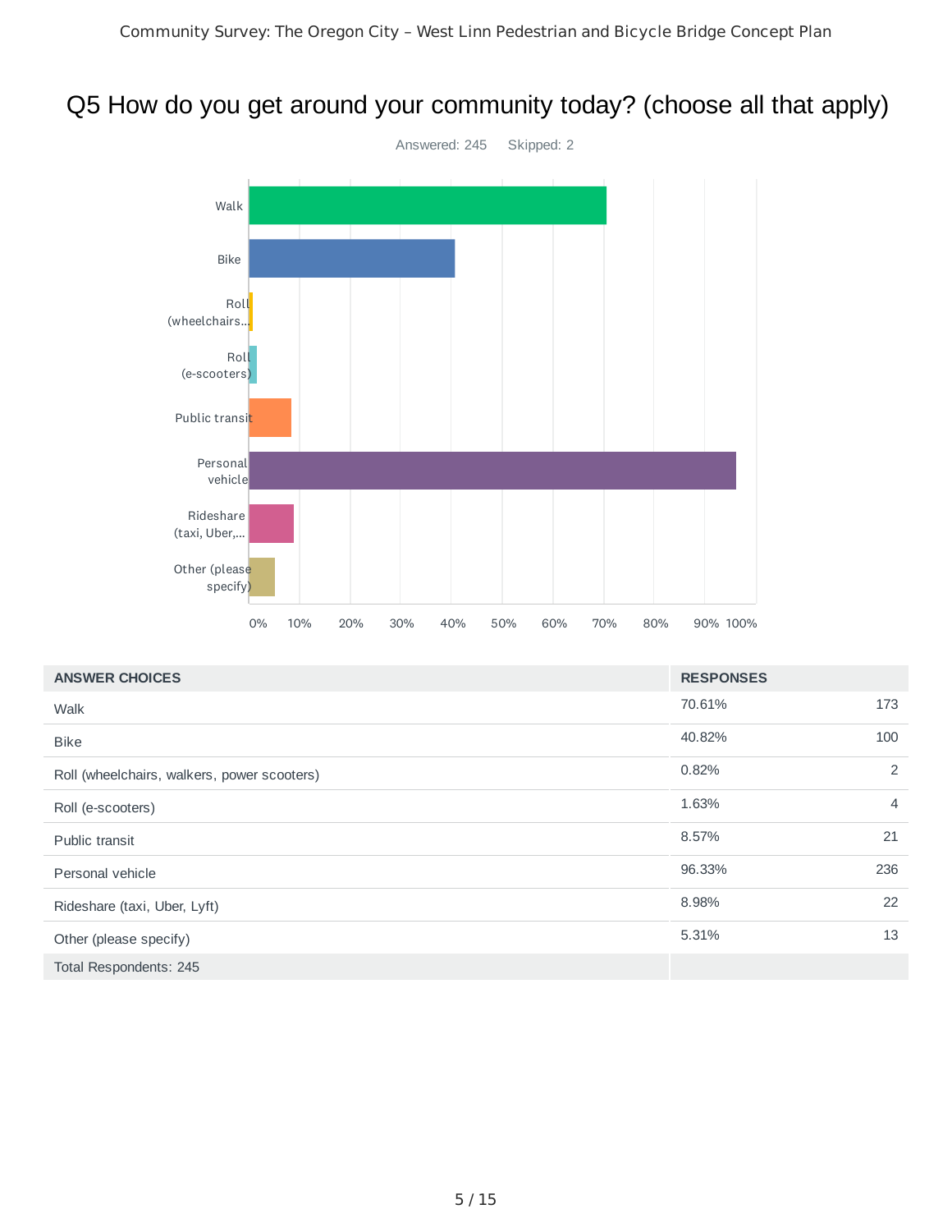# Q5 How do you get around your community today? (choose all that apply)

Answered: 245 Skipped: 2

| ANSWER CHOICES | RESPONSES | |
|---|---|---|
| Walk | 70.61% | 173 |
| Bike | 40.82% | 100 |
| Roll (wheelchairs, walkers, power scooters) | 0.82% | 2 |
| Roll (e-scooters) | 1.63% | 4 |
| Public transit | 8.57% | 21 |
| Personal vehicle | 96.33% | 236 |
| Rideshare (taxi, Uber, Lyft) | 8.98% | 22 |
| Other (please specify) | 5.31% | 13 |
| Total Respondents: 245 | | |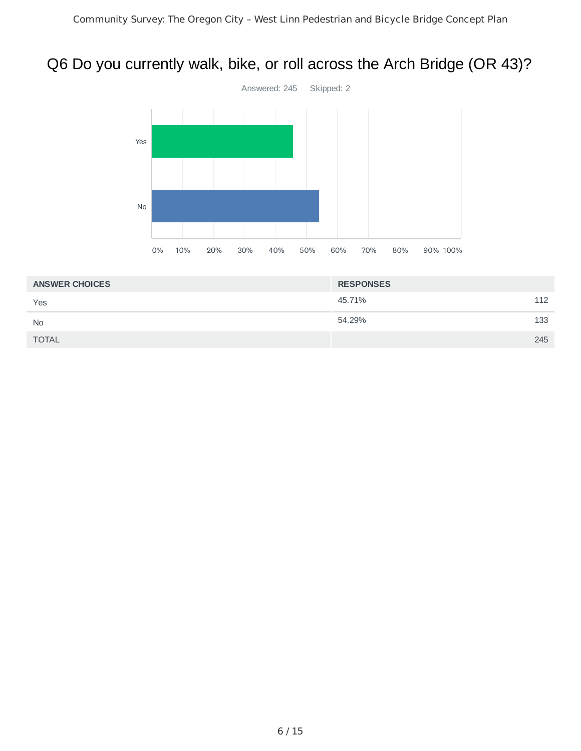## Q6 Do you currently walk, bike, or roll across the Arch Bridge (OR 43)?

Answered: 245 Skipped: 2

| ANSWER CHOICES | RESPONSES | |
|---|---|---|
| Yes | 45.71% | 112 |
| No | 54.29% | 133 |
| TOTAL | | 245 |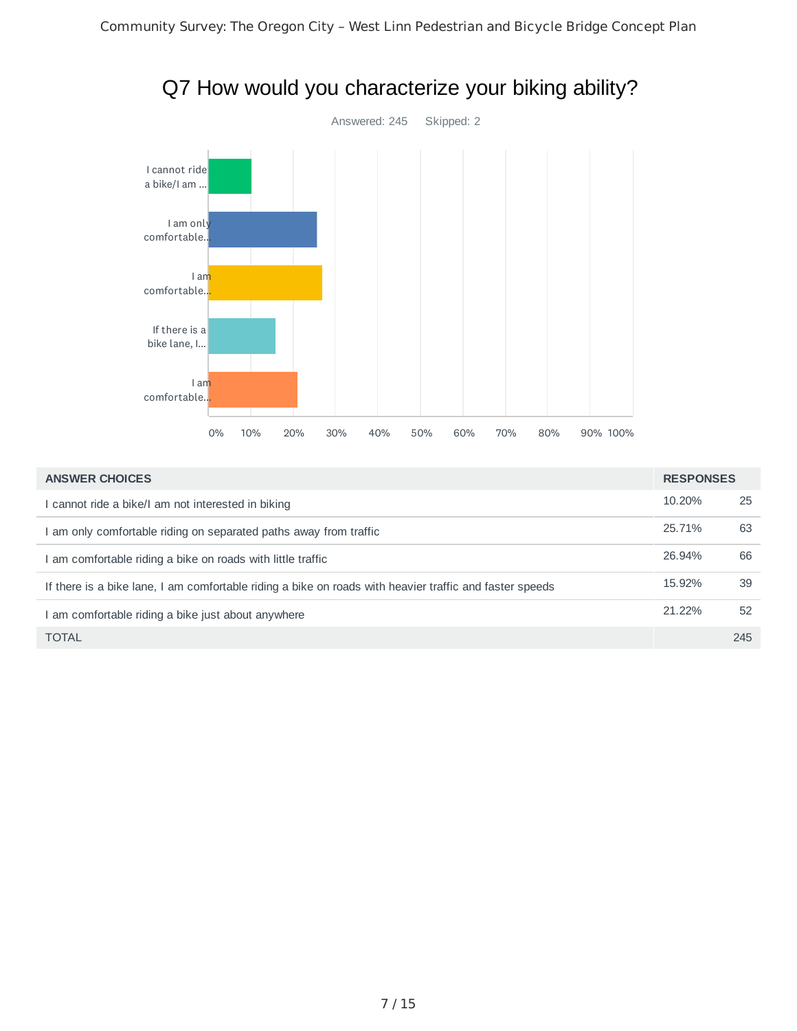# Q7 How would you characterize your biking ability?

Answered: 245 Skipped: 2

| ANSWER CHOICES | RESPONSES | |
|---|---|---|
| I cannot ride a bike/I am not interested in biking | 10.20% | 25 |
| I am only comfortable riding on separated paths away from traffic | 25.71% | 63 |
| I am comfortable riding a bike on roads with little traffic | 26.94% | 66 |
| If there is a bike lane, I am comfortable riding a bike on roads with heavier traffic and faster speeds | 15.92% | 39 |
| I am comfortable riding a bike just about anywhere | 21.22% | 52 |
| TOTAL | | 245 |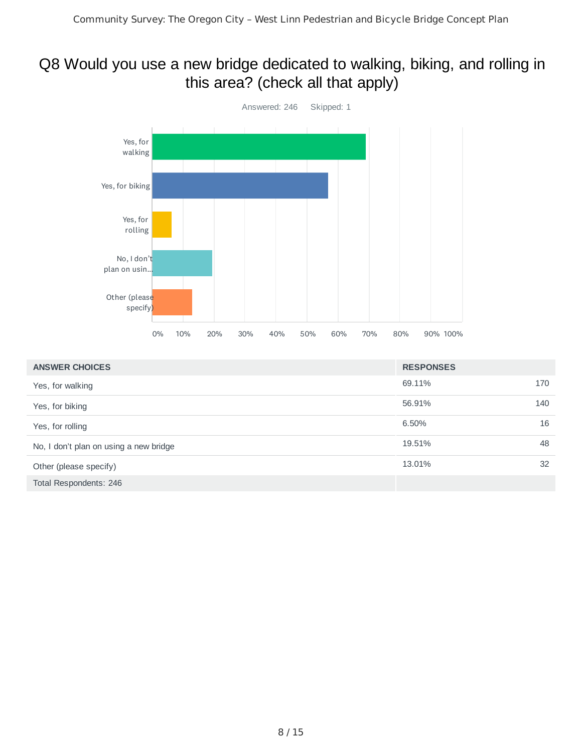# Q8 Would you use a new bridge dedicated to walking, biking, and rolling in this area? (check all that apply)

Answered: 246 Skipped: 1

| ANSWER CHOICES | RESPONSES | |
|---|---|---|
| Yes, for walking | 69.11% | 170 |
| Yes, for biking | 56.91% | 140 |
| Yes, for rolling | 6.50% | 16 |
| No, I don't plan on using a new bridge | 19.51% | 48 |
| Other (please specify) | 13.01% | 32 |
| Total Respondents: 246 | | |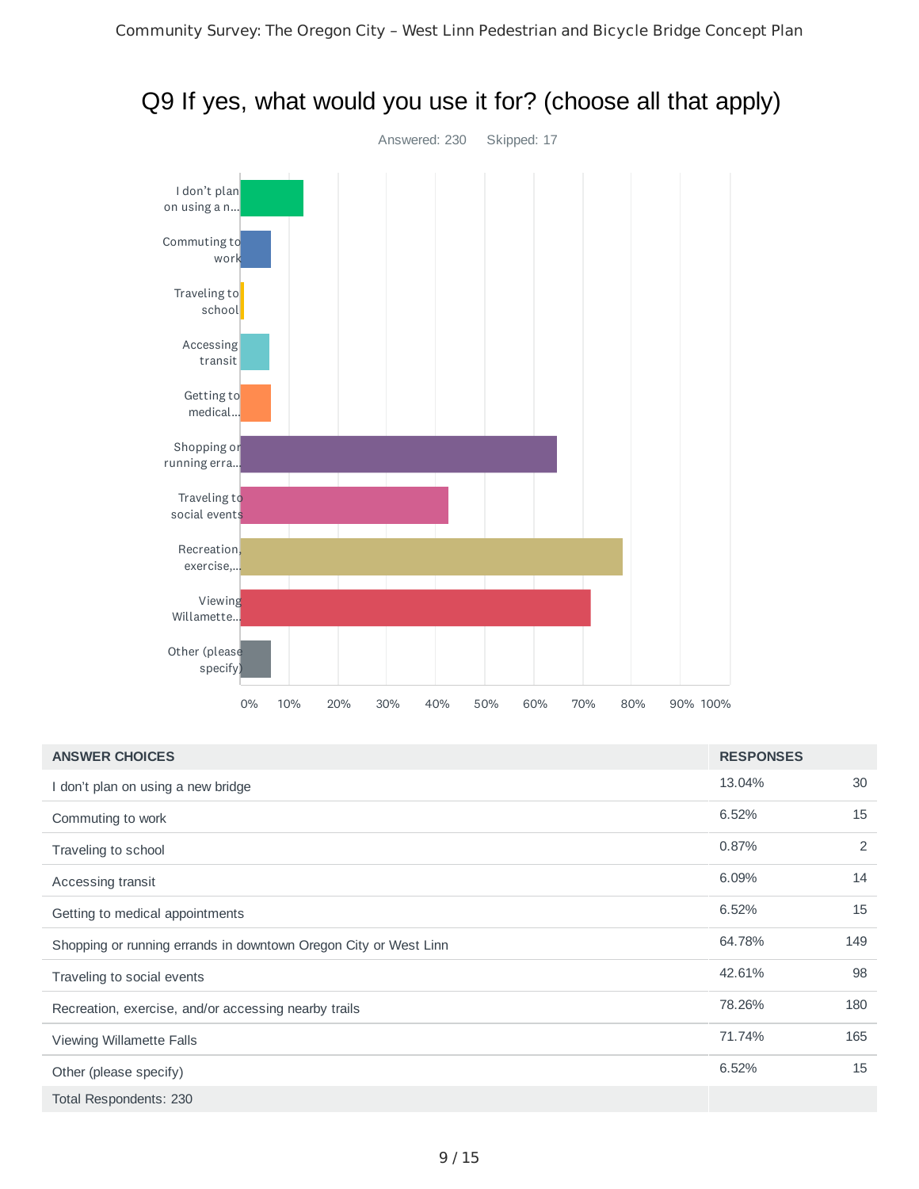# Q9 If yes, what would you use it for? (choose all that apply)

Answered: 230 Skipped: 17

| ANSWER CHOICES | RESPONSES | |
|---|---|---|
| I don't plan on using a new bridge | 13.04% | 30 |
| Commuting to work | 6.52% | 15 |
| Traveling to school | 0.87% | 2 |
| Accessing transit | 6.09% | 14 |
| Getting to medical appointments | 6.52% | 15 |
| Shopping or running errands in downtown Oregon City or West Linn | 64.78% | 149 |
| Traveling to social events | 42.61% | 98 |
| Recreation, exercise, and/or accessing nearby trails | 78.26% | 180 |
| Viewing Willamette Falls | 71.74% | 165 |
| Other (please specify) | 6.52% | 15 |
| Total Respondents: 230 | | |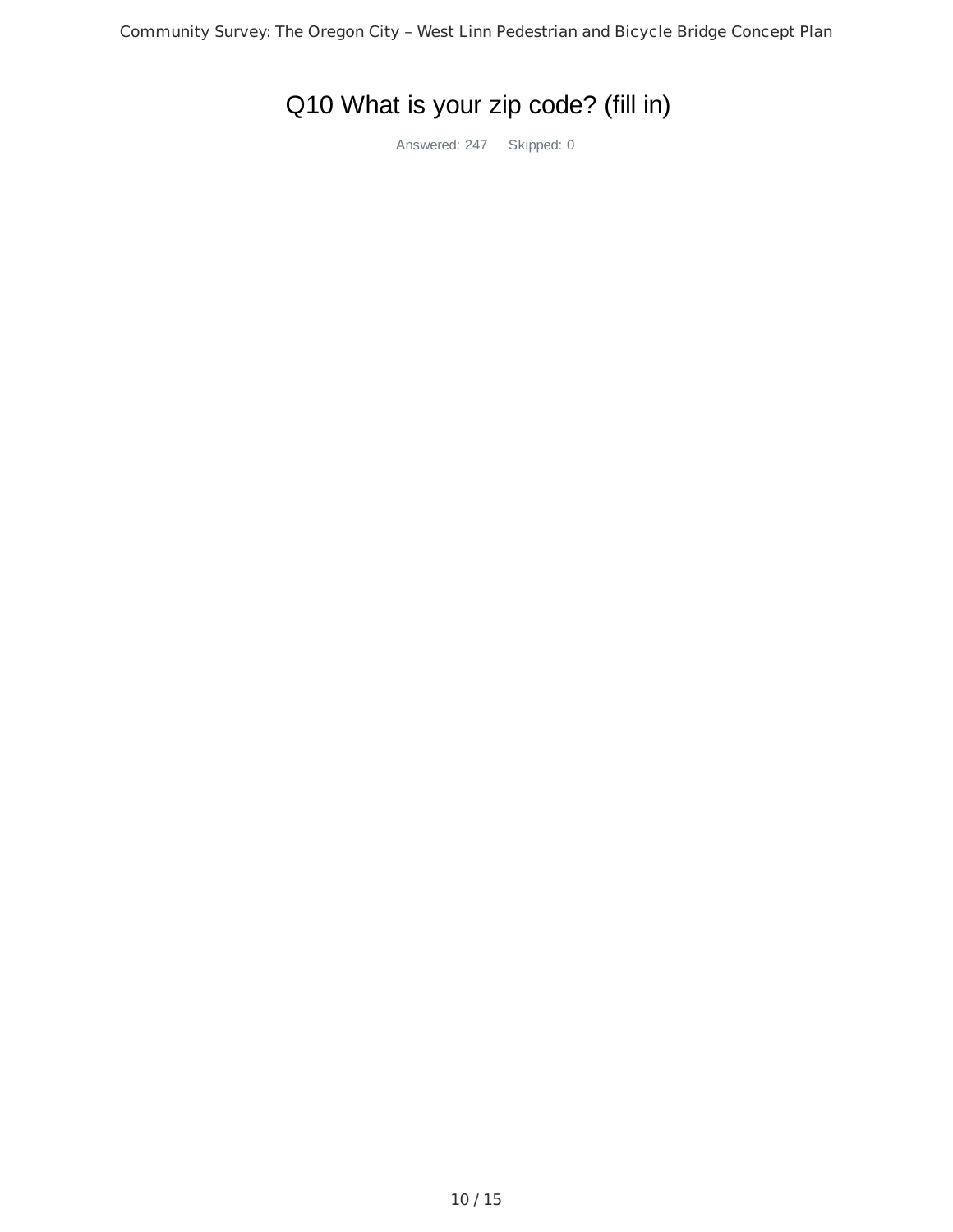# Q10 What is your zip code? (fill in)

Answered: 247 Skipped: 0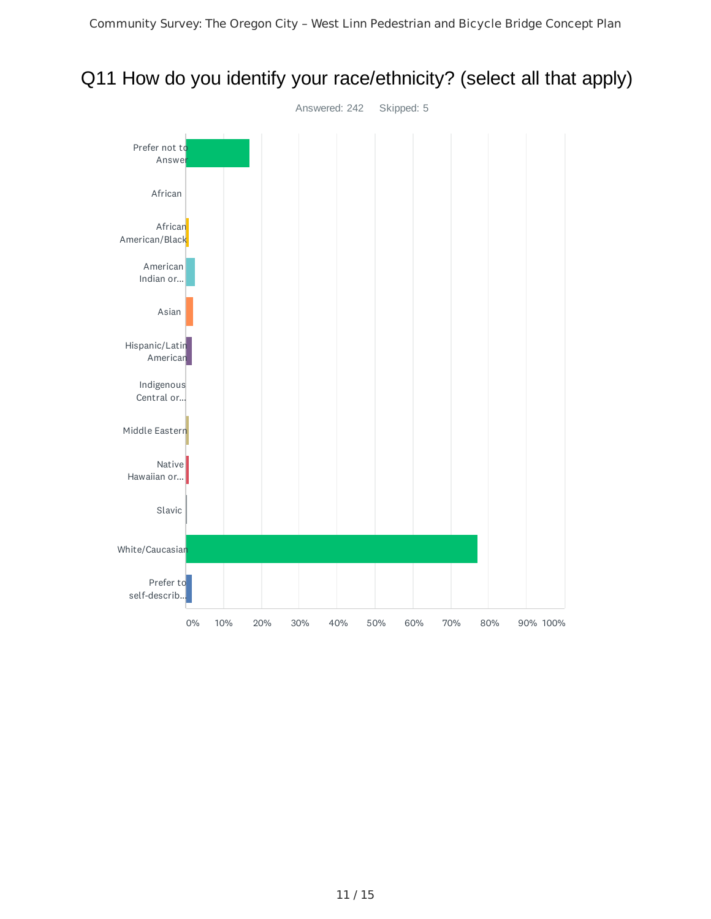## Q11 How do you identify your race/ethnicity? (select all that apply)

Answered: 242 Skipped: 5

- Prefer not to Answer
- African
- African American/Black
- American Indian or...
- Asian
- Hispanic/Latin American
- Indigenous Central or...
- Middle Eastern
- Native Hawaiian or...
- Slavic
- White/Caucasian
- Prefer to self-describ...

0% 10% 20% 30% 40% 50% 60% 70% 80% 90% 100%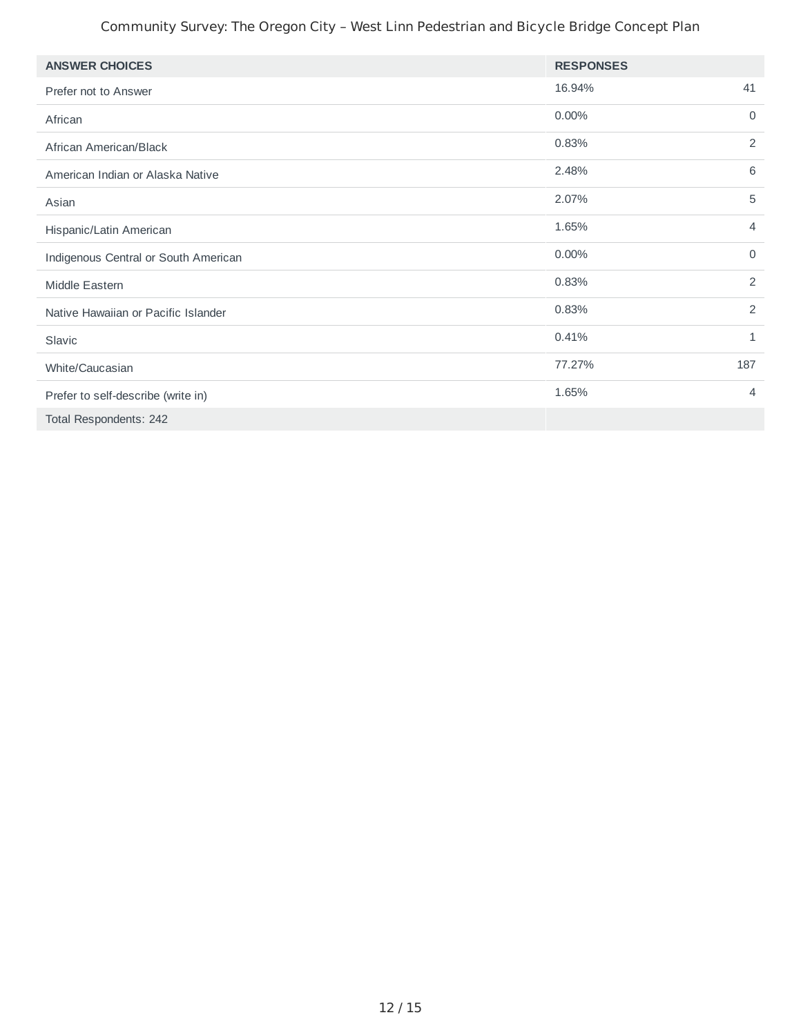| ANSWER CHOICES | RESPONSES | |
|---|---|---|
| Prefer not to Answer | 16.94% | 41 |
| African | 0.00% | 0 |
| African American/Black | 0.83% | 2 |
| American Indian or Alaska Native | 2.48% | 6 |
| Asian | 2.07% | 5 |
| Hispanic/Latin American | 1.65% | 4 |
| Indigenous Central or South American | 0.00% | 0 |
| Middle Eastern | 0.83% | 2 |
| Native Hawaiian or Pacific Islander | 0.83% | 2 |
| Slavic | 0.41% | 1 |
| White/Caucasian | 77.27% | 187 |
| Prefer to self-describe (write in) | 1.65% | 4 |
| Total Respondents: 242 | | |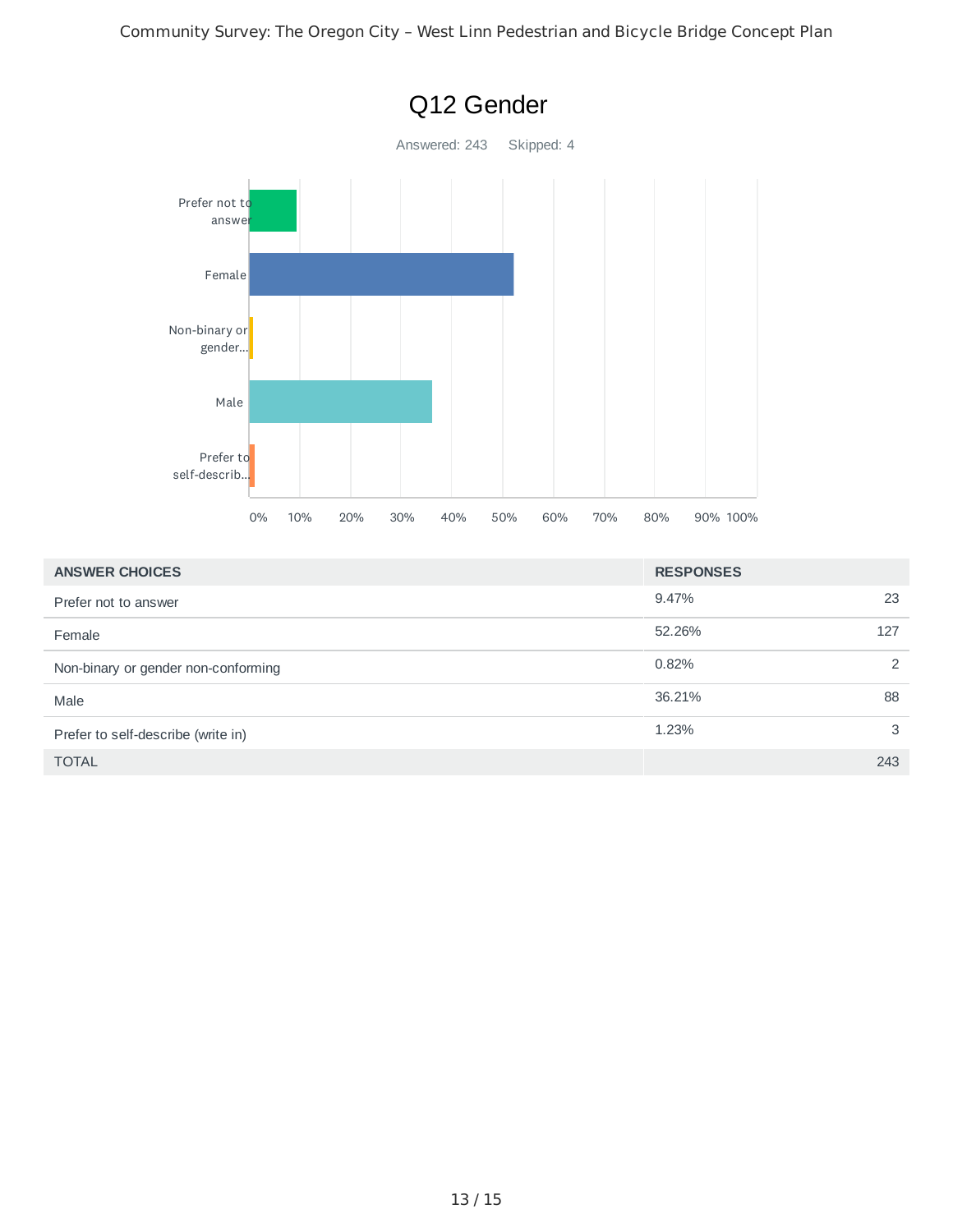# Q12 Gender

Answered: 243 Skipped: 4

| ANSWER CHOICES | RESPONSES | |
|---|---|---|
| Prefer not to answer | 9.47% | 23 |
| Female | 52.26% | 127 |
| Non-binary or gender non-conforming | 0.82% | 2 |
| Male | 36.21% | 88 |
| Prefer to self-describe (write in) | 1.23% | 3 |
| TOTAL | | 243 |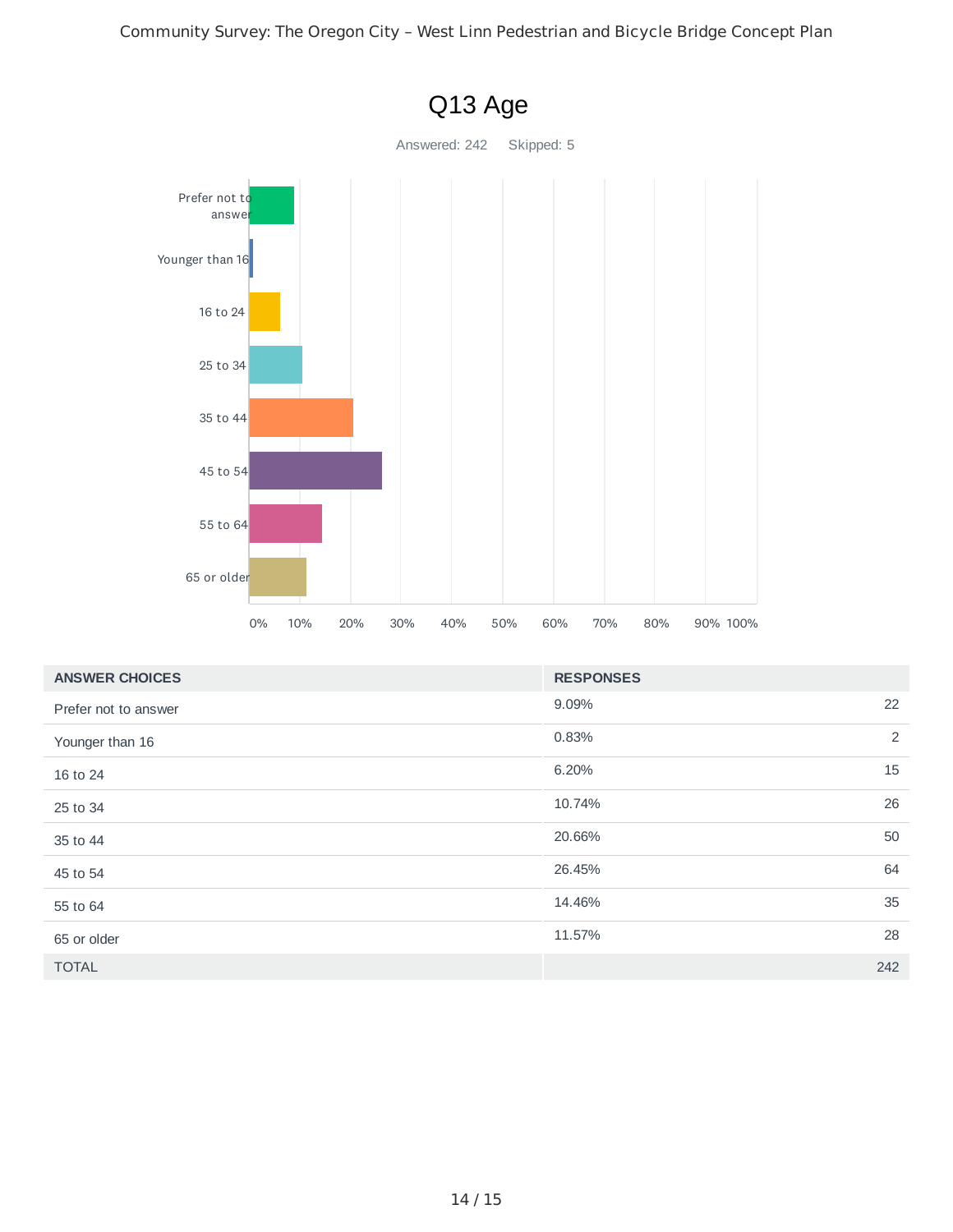# Q13 Age

Answered: 242 Skipped: 5

| ANSWER CHOICES | RESPONSES | |
|---|---|---|
| Prefer not to answer | 9.09% | 22 |
| Younger than 16 | 0.83% | 2 |
| 16 to 24 | 6.20% | 15 |
| 25 to 34 | 10.74% | 26 |
| 35 to 44 | 20.66% | 50 |
| 45 to 54 | 26.45% | 64 |
| 55 to 64 | 14.46% | 35 |
| 65 or older | 11.57% | 28 |
| TOTAL | | 242 |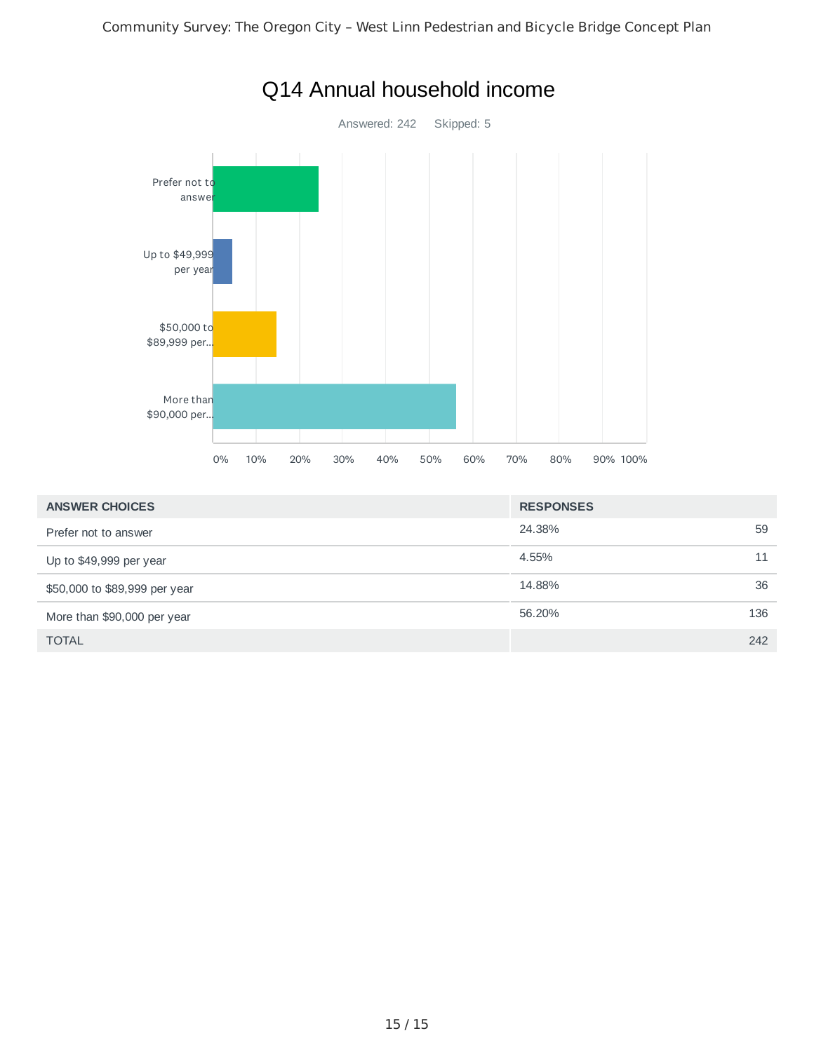## Q14 Annual household income

Answered: 242 Skipped: 5

Prefer not to answer

Up to $49,999 per year

$50,000 to $89,999 per...

More than $90,000 per...

0% 10% 20% 30% 40% 50% 60% 70% 80% 90% 100%

| ANSWER CHOICES | RESPONSES | |
|---|---|---|
| Prefer not to answer | 24.38% | 59 |
| Up to $49,999 per year | 4.55% | 11 |
| $50,000 to $89,999 per year | 14.88% | 36 |
| More than $90,000 per year | 56.20% | 136 |
| TOTAL | | 242 |